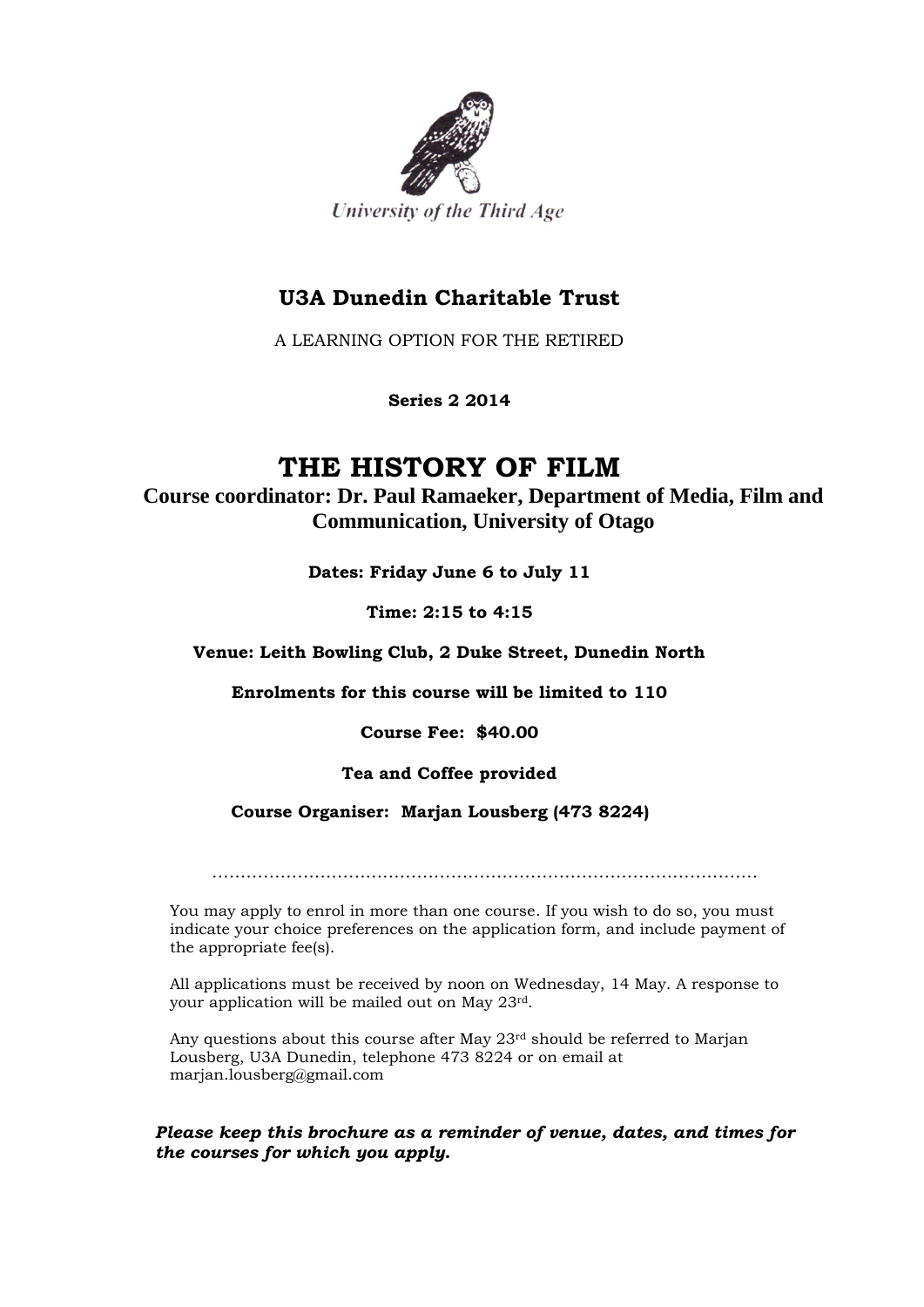University of the Third Age

## U3A Dunedin Charitable Trust

A LEARNING OPTION FOR THE RETIRED

**Series 2 2014**

# THE HISTORY OF FILM

**Course coordinator: Dr. Paul Ramaeker, Department of Media, Film and Communication, University of Otago**

**Dates: Friday June 6 to July 11**

**Time: 2:15 to 4:15**

**Venue: Leith Bowling Club, 2 Duke Street, Dunedin North**

**Enrolments for this course will be limited to 110**

**Course Fee: $40.00**

**Tea and Coffee provided**

**Course Organiser: Marjan Lousberg (473 8224)**

.................................................................................................

You may apply to enrol in more than one course. If you wish to do so, you must indicate your choice preferences on the application form, and include payment of the appropriate fee(s).

All applications must be received by noon on Wednesday, 14 May. A response to your application will be mailed out on May 23rd.

Any questions about this course after May 23rd should be referred to Marjan Lousberg, U3A Dunedin, telephone 473 8224 or on email at marjan.lousberg@gmail.com

***Please keep this brochure as a reminder of venue, dates, and times for the courses for which you apply.***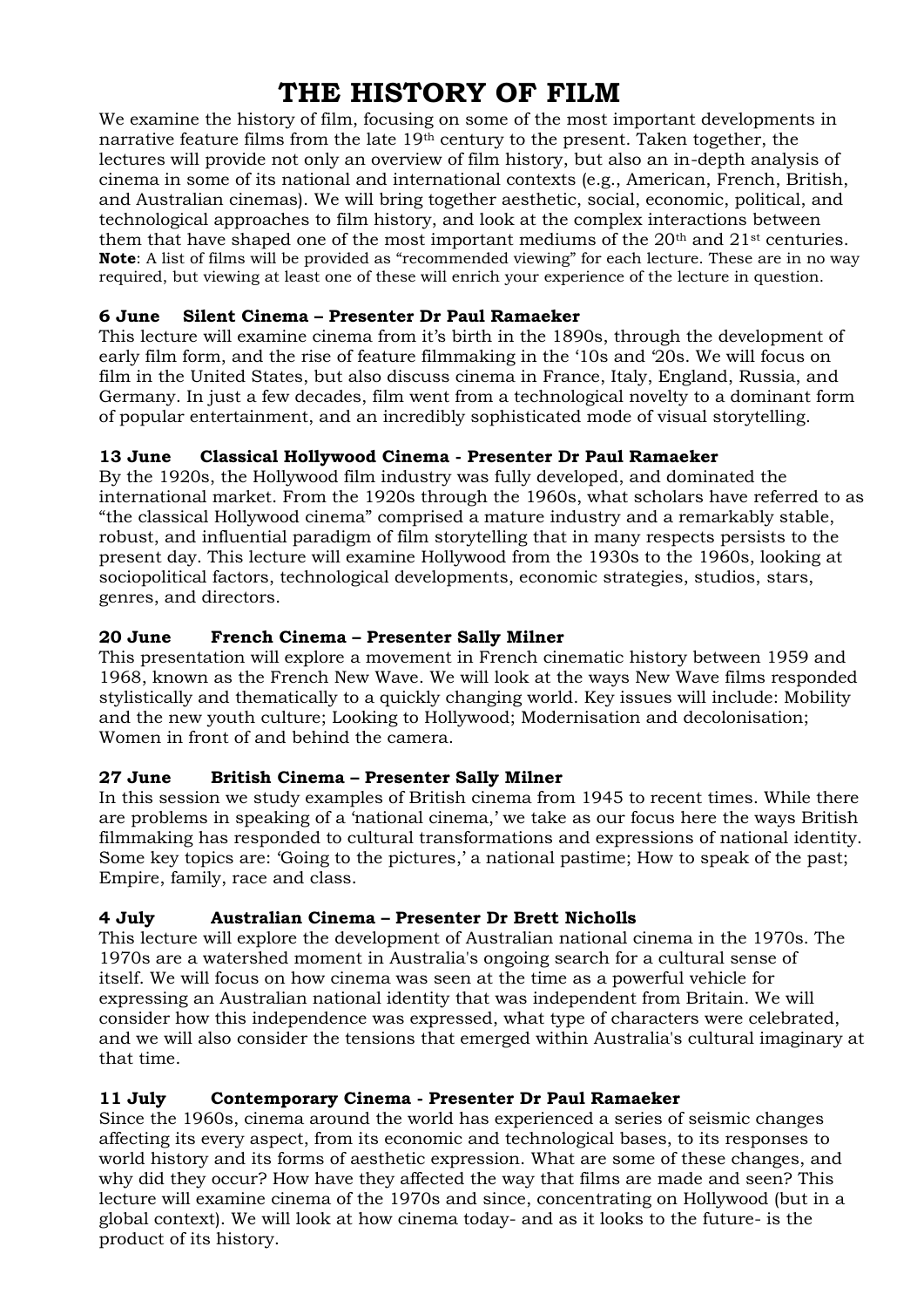# THE HISTORY OF FILM

We examine the history of film, focusing on some of the most important developments in narrative feature films from the late 19th century to the present. Taken together, the lectures will provide not only an overview of film history, but also an in-depth analysis of cinema in some of its national and international contexts (e.g., American, French, British, and Australian cinemas). We will bring together aesthetic, social, economic, political, and technological approaches to film history, and look at the complex interactions between them that have shaped one of the most important mediums of the 20th and 21st centuries.

**Note**: A list of films will be provided as "recommended viewing" for each lecture. These are in no way required, but viewing at least one of these will enrich your experience of the lecture in question.

### 6 June Silent Cinema – Presenter Dr Paul Ramaeker

This lecture will examine cinema from it's birth in the 1890s, through the development of early film form, and the rise of feature filmmaking in the '10s and '20s. We will focus on film in the United States, but also discuss cinema in France, Italy, England, Russia, and Germany. In just a few decades, film went from a technological novelty to a dominant form of popular entertainment, and an incredibly sophisticated mode of visual storytelling.

### 13 June Classical Hollywood Cinema - Presenter Dr Paul Ramaeker

By the 1920s, the Hollywood film industry was fully developed, and dominated the international market. From the 1920s through the 1960s, what scholars have referred to as "the classical Hollywood cinema" comprised a mature industry and a remarkably stable, robust, and influential paradigm of film storytelling that in many respects persists to the present day. This lecture will examine Hollywood from the 1930s to the 1960s, looking at sociopolitical factors, technological developments, economic strategies, studios, stars, genres, and directors.

### 20 June French Cinema – Presenter Sally Milner

This presentation will explore a movement in French cinematic history between 1959 and 1968, known as the French New Wave. We will look at the ways New Wave films responded stylistically and thematically to a quickly changing world. Key issues will include: Mobility and the new youth culture; Looking to Hollywood; Modernisation and decolonisation; Women in front of and behind the camera.

### 27 June British Cinema – Presenter Sally Milner

In this session we study examples of British cinema from 1945 to recent times. While there are problems in speaking of a 'national cinema,' we take as our focus here the ways British filmmaking has responded to cultural transformations and expressions of national identity. Some key topics are: 'Going to the pictures,' a national pastime; How to speak of the past; Empire, family, race and class.

### 4 July Australian Cinema – Presenter Dr Brett Nicholls

This lecture will explore the development of Australian national cinema in the 1970s. The 1970s are a watershed moment in Australia's ongoing search for a cultural sense of itself. We will focus on how cinema was seen at the time as a powerful vehicle for expressing an Australian national identity that was independent from Britain. We will consider how this independence was expressed, what type of characters were celebrated, and we will also consider the tensions that emerged within Australia's cultural imaginary at that time.

### 11 July Contemporary Cinema - Presenter Dr Paul Ramaeker

Since the 1960s, cinema around the world has experienced a series of seismic changes affecting its every aspect, from its economic and technological bases, to its responses to world history and its forms of aesthetic expression. What are some of these changes, and why did they occur? How have they affected the way that films are made and seen? This lecture will examine cinema of the 1970s and since, concentrating on Hollywood (but in a global context). We will look at how cinema today- and as it looks to the future- is the product of its history.